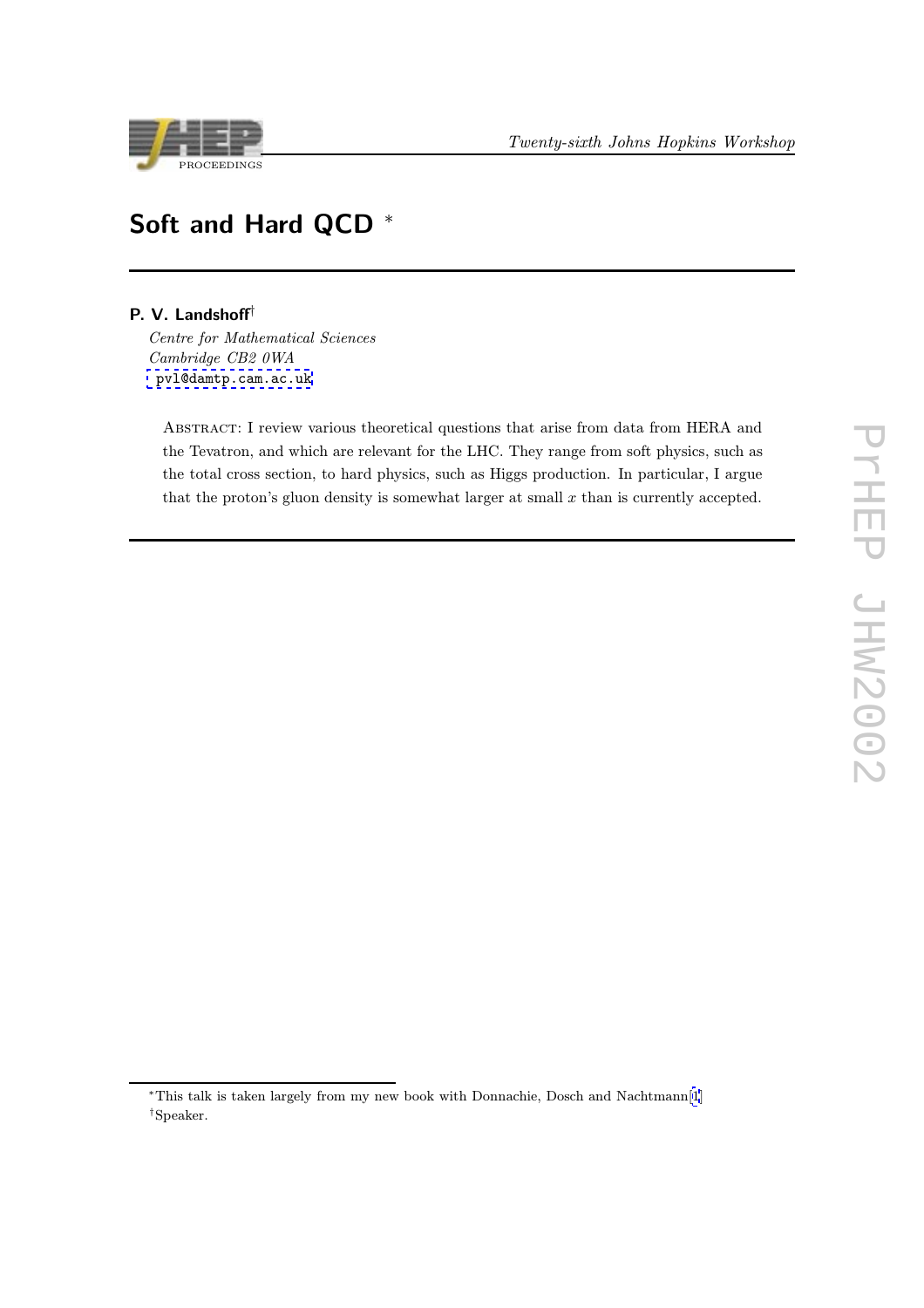# Soft and Hard QCD *

**P. V. Landshoff**†

*Centre for Mathematical Sciences*
*Cambridge CB2 0WA*
pvl@damtp.cam.ac.uk

Abstract: I review various theoretical questions that arise from data from HERA and the Tevatron, and which are relevant for the LHC. They range from soft physics, such as the total cross section, to hard physics, such as Higgs production. In particular, I argue that the proton's gluon density is somewhat larger at small $x$ than is currently accepted.

---

*This talk is taken largely from my new book with Donnachie, Dosch and Nachtmann [1]

†Speaker.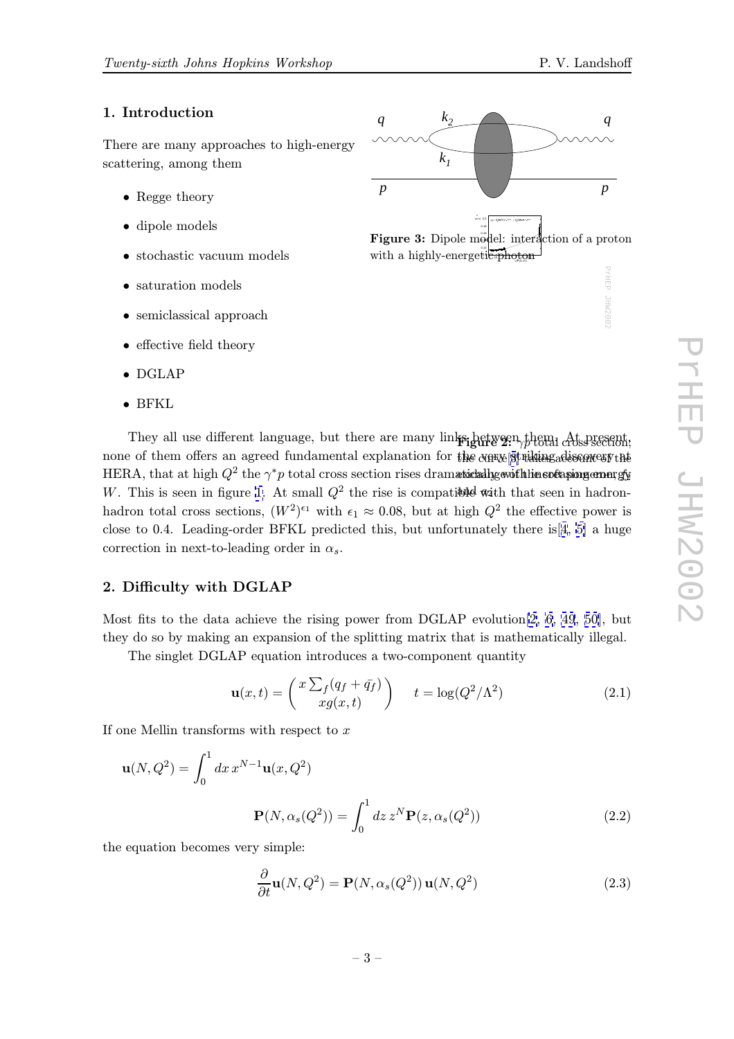## 1. Introduction

There are many approaches to high-energy scattering, among them

- Regge theory
- dipole models
- stochastic vacuum models
- saturation models
- semiclassical approach
- effective field theory
- DGLAP
- BFKL

**Figure 3:** Dipole model: interaction of a proton with a highly-energetic photon

**Figure 2:** $\gamma p$ total cross section; the curve [5] takes account of the very striking discovery at HERA, that at high $Q^2$ the $\gamma^* p$ total cross section rises dramatically with increasing energy $\epsilon_1$ and $\epsilon_2$

They all use different language, but there are many links between them. At present, none of them offers an agreed fundamental explanation for the very striking discovery at HERA, that at high $Q^2$ the $\gamma^* p$ total cross section rises dramatically with increasing energy $W$. This is seen in figure 1. At small $Q^2$ the rise is compatible with that seen in hadron-hadron total cross sections, $(W^2)^{\epsilon_1}$ with $\epsilon_1 \approx 0.08$, but at high $Q^2$ the effective power is close to 0.4. Leading-order BFKL predicted this, but unfortunately there is [4, 5] a huge correction in next-to-leading order in $\alpha_s$.

## 2. Difficulty with DGLAP

Most fits to the data achieve the rising power from DGLAP evolution [2, 6, 49, 50], but they do so by making an expansion of the splitting matrix that is mathematically illegal.

The singlet DGLAP equation introduces a two-component quantity

$$\mathbf{u}(x,t) = \begin{pmatrix} x\sum_f (q_f + \bar{q}_f) \\ xg(x,t) \end{pmatrix} \qquad t = \log(Q^2/\Lambda^2) \tag{2.1}$$

If one Mellin transforms with respect to $x$

$$\mathbf{u}(N,Q^2) = \int_0^1 dx\, x^{N-1}\mathbf{u}(x,Q^2)$$

$$\mathbf{P}(N,\alpha_s(Q^2)) = \int_0^1 dz\, z^N \mathbf{P}(z,\alpha_s(Q^2)) \tag{2.2}$$

the equation becomes very simple:

$$\frac{\partial}{\partial t}\mathbf{u}(N,Q^2) = \mathbf{P}(N,\alpha_s(Q^2))\,\mathbf{u}(N,Q^2) \tag{2.3}$$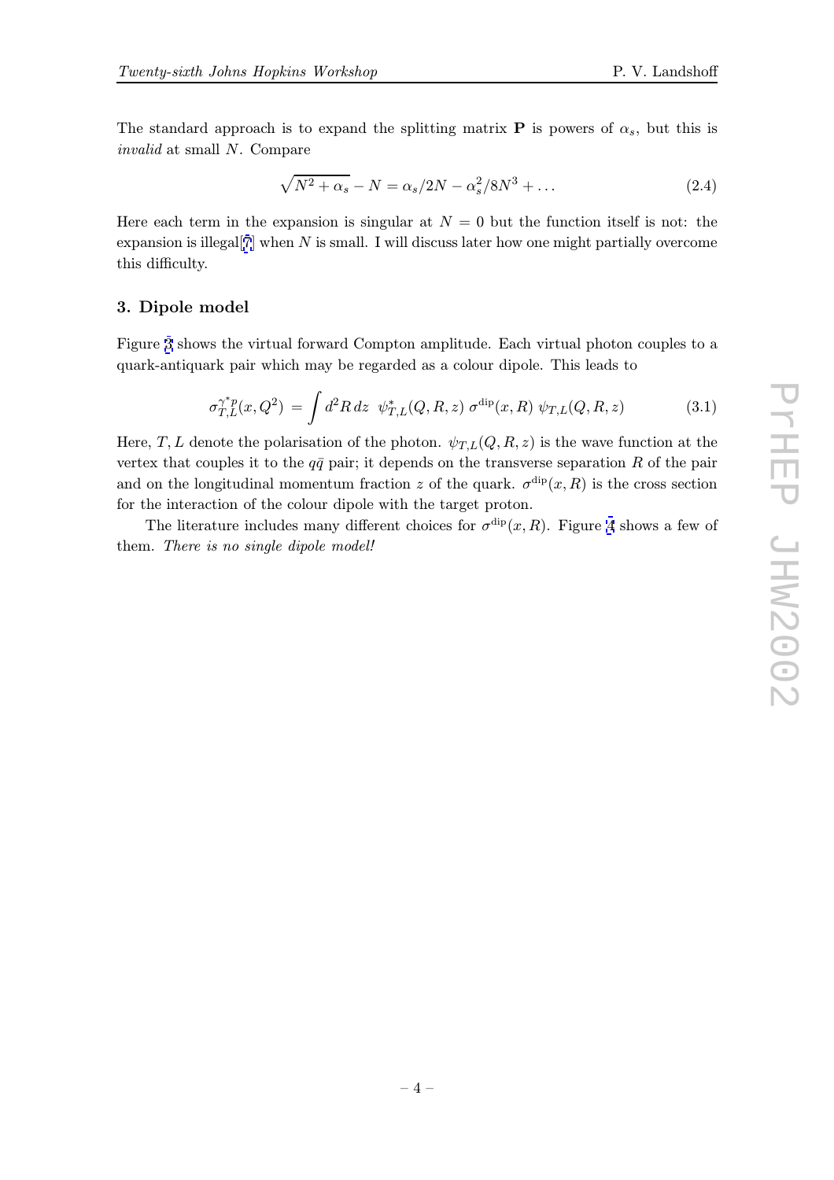The standard approach is to expand the splitting matrix $\mathbf{P}$ is powers of $\alpha_s$, but this is *invalid* at small $N$. Compare

$$\sqrt{N^2 + \alpha_s} - N = \alpha_s/2N - \alpha_s^2/8N^3 + \dots \tag{2.4}$$

Here each term in the expansion is singular at $N = 0$ but the function itself is not: the expansion is illegal[7] when $N$ is small. I will discuss later how one might partially overcome this difficulty.

### 3. Dipole model

Figure 3 shows the virtual forward Compton amplitude. Each virtual photon couples to a quark-antiquark pair which may be regarded as a colour dipole. This leads to

$$\sigma_{T,L}^{\gamma^* p}(x, Q^2) = \int d^2R\, dz\ \ \psi_{T,L}^*(Q, R, z)\ \sigma^{\rm dip}(x, R)\ \psi_{T,L}(Q, R, z) \tag{3.1}$$

Here, $T, L$ denote the polarisation of the photon. $\psi_{T,L}(Q, R, z)$ is the wave function at the vertex that couples it to the $q\bar{q}$ pair; it depends on the transverse separation $R$ of the pair and on the longitudinal momentum fraction $z$ of the quark. $\sigma^{\rm dip}(x, R)$ is the cross section for the interaction of the colour dipole with the target proton.

The literature includes many different choices for $\sigma^{\rm dip}(x, R)$. Figure 4 shows a few of them. *There is no single dipole model!*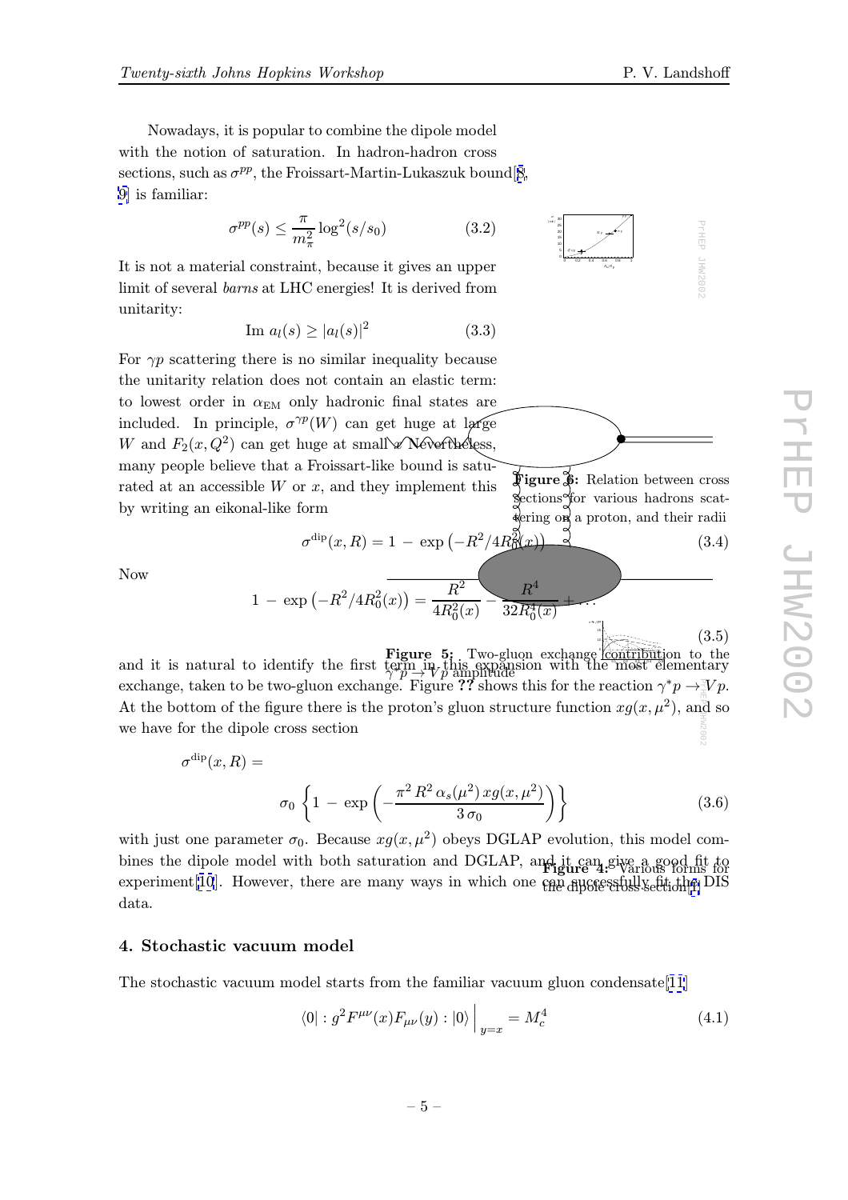Nowadays, it is popular to combine the dipole model with the notion of saturation. In hadron-hadron cross sections, such as $\sigma^{pp}$, the Froissart-Martin-Lukaszuk bound[8, 9] is familiar:

$$\sigma^{pp}(s) \leq \frac{\pi}{m_\pi^2} \log^2(s/s_0) \tag{3.2}$$

It is not a material constraint, because it gives an upper limit of several *barns* at LHC energies! It is derived from unitarity:

$$\text{Im } a_l(s) \geq |a_l(s)|^2 \tag{3.3}$$

For $\gamma p$ scattering there is no similar inequality because the unitarity relation does not contain an elastic term: to lowest order in $\alpha_{\rm EM}$ only hadronic final states are included. In principle, $\sigma^{\gamma p}(W)$ can get huge at large $W$ and $F_2(x, Q^2)$ can get huge at small $x$. Nevertheless, many people believe that a Froissart-like bound is saturated at an accessible $W$ or $x$, and they implement this by writing an eikonal-like form

**Figure 6:** Relation between cross sections for various hadrons scattering on a proton, and their radii

$$\sigma^{\rm dip}(x, R) = 1 - \exp\left(-R^2/4R_0^2(x)\right) \tag{3.4}$$

Now

$$1 - \exp\left(-R^2/4R_0^2(x)\right) = \frac{R^2}{4R_0^2(x)} - \frac{R^4}{32R_0^4(x)} + \dots \tag{3.5}$$

**Figure 5:** Two-gluon exchange contribution to the $\gamma^* p \to Vp$ amplitude

and it is natural to identify the first term in this expansion with the most elementary exchange, taken to be two-gluon exchange. Figure **??** shows this for the reaction $\gamma^* p \to Vp$. At the bottom of the figure there is the proton's gluon structure function $xg(x, \mu^2)$, and so we have for the dipole cross section

$$\sigma^{\rm dip}(x, R) = \sigma_0 \left\{ 1 - \exp\left( -\frac{\pi^2 R^2 \alpha_s(\mu^2)\, xg(x, \mu^2)}{3\sigma_0} \right) \right\} \tag{3.6}$$

with just one parameter $\sigma_0$. Because $xg(x, \mu^2)$ obeys DGLAP evolution, this model combines the dipole model with both saturation and DGLAP, and it can give a good fit to experiment[10]. However, there are many ways in which one can successfully fit the DIS data.

**Figure 4:** Various forms for the dipole cross section[7]

## 4. Stochastic vacuum model

The stochastic vacuum model starts from the familiar vacuum gluon condensate[11]

$$\langle 0| : g^2 F^{\mu\nu}(x) F_{\mu\nu}(y) : |0\rangle \Big|_{y=x} = M_c^4 \tag{4.1}$$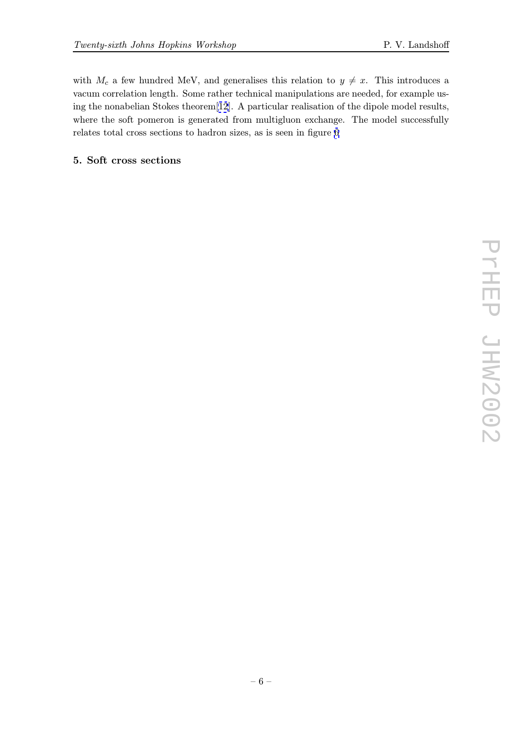with $M_c$ a few hundred MeV, and generalises this relation to $y \neq x$. This introduces a vacum correlation length. Some rather technical manipulations are needed, for example using the nonabelian Stokes theorem[12]. A particular realisation of the dipole model results, where the soft pomeron is generated from multigluon exchange. The model successfully relates total cross sections to hadron sizes, as is seen in figure 6

## 5. Soft cross sections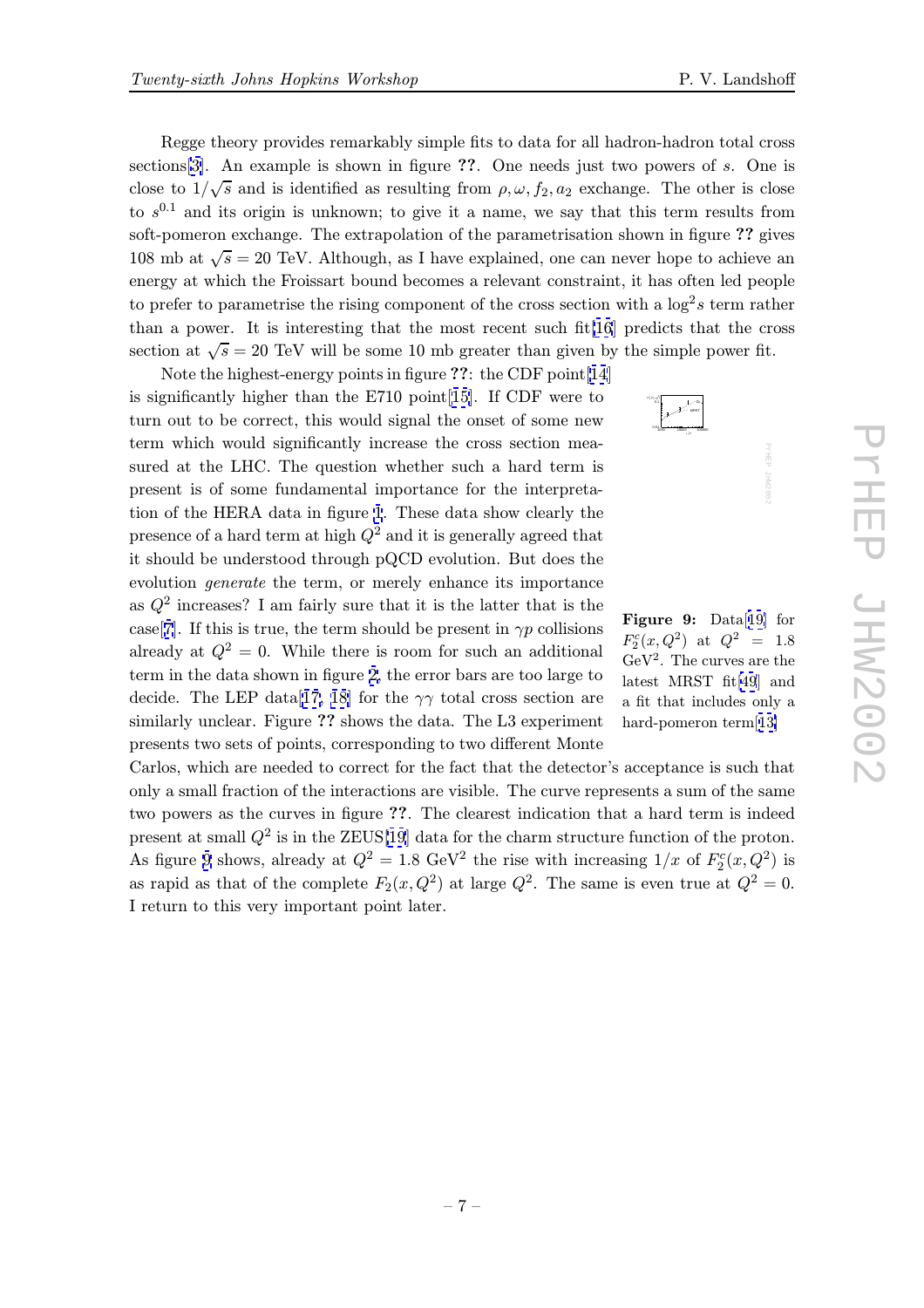Regge theory provides remarkably simple fits to data for all hadron-hadron total cross sections[3]. An example is shown in figure **??**. One needs just two powers of $s$. One is close to $1/\sqrt{s}$ and is identified as resulting from $\rho, \omega, f_2, a_2$ exchange. The other is close to $s^{0.1}$ and its origin is unknown; to give it a name, we say that this term results from soft-pomeron exchange. The extrapolation of the parametrisation shown in figure **??** gives 108 mb at $\sqrt{s} = 20$ TeV. Although, as I have explained, one can never hope to achieve an energy at which the Froissart bound becomes a relevant constraint, it has often led people to prefer to parametrise the rising component of the cross section with a $\log^2 s$ term rather than a power. It is interesting that the most recent such fit[16] predicts that the cross section at $\sqrt{s} = 20$ TeV will be some 10 mb greater than given by the simple power fit.

Note the highest-energy points in figure **??**: the CDF point[14] is significantly higher than the E710 point[15]. If CDF were to turn out to be correct, this would signal the onset of some new term which would significantly increase the cross section measured at the LHC. The question whether such a hard term is present is of some fundamental importance for the interpretation of the HERA data in figure 1. These data show clearly the presence of a hard term at high $Q^2$ and it is generally agreed that it should be understood through pQCD evolution. But does the evolution *generate* the term, or merely enhance its importance as $Q^2$ increases? I am fairly sure that it is the latter that is the case[7]. If this is true, the term should be present in $\gamma p$ collisions already at $Q^2 = 0$. While there is room for such an additional term in the data shown in figure 2, the error bars are too large to decide. The LEP data[17, 18] for the $\gamma\gamma$ total cross section are similarly unclear. Figure **??** shows the data. The L3 experiment presents two sets of points, corresponding to two different Monte Carlos, which are needed to correct for the fact that the detector's acceptance is such that only a small fraction of the interactions are visible. The curve represents a sum of the same two powers as the curves in figure **??**. The clearest indication that a hard term is indeed present at small $Q^2$ is in the ZEUS[19] data for the charm structure function of the proton. As figure 9 shows, already at $Q^2 = 1.8$ GeV$^2$ the rise with increasing $1/x$ of $F_2^c(x, Q^2)$ is as rapid as that of the complete $F_2(x, Q^2)$ at large $Q^2$. The same is even true at $Q^2 = 0$. I return to this very important point later.

**Figure 9:** Data[19] for $F_2^c(x, Q^2)$ at $Q^2 = 1.8$ GeV$^2$. The curves are the latest MRST fit[49] and a fit that includes only a hard-pomeron term[13]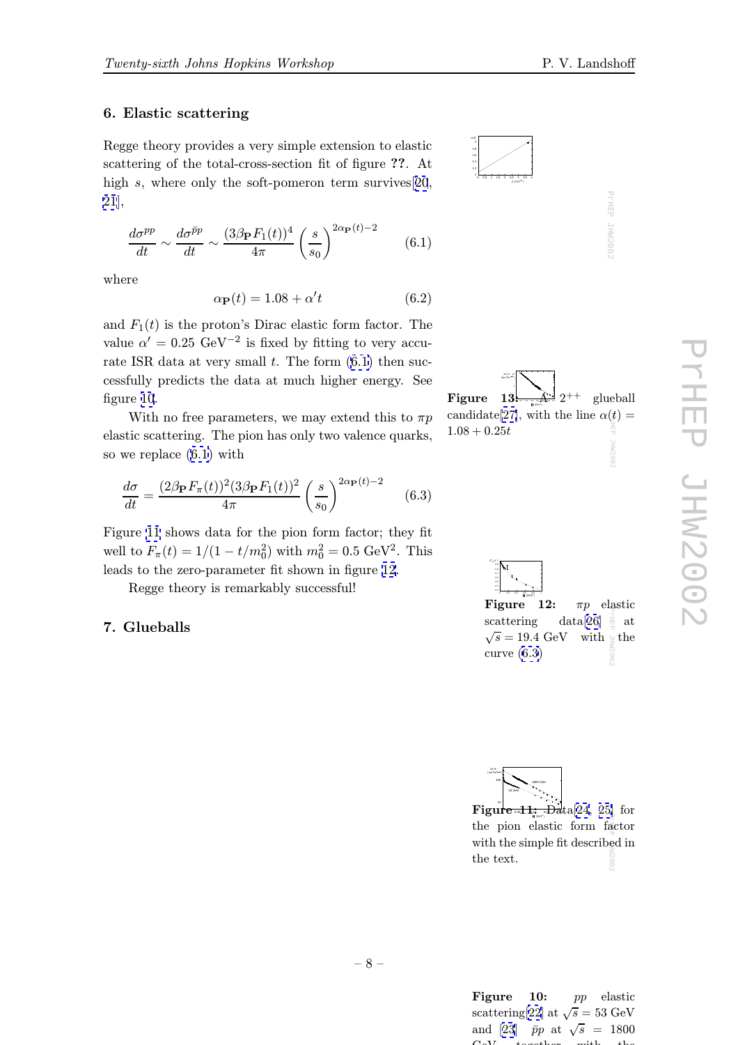## 6. Elastic scattering

Regge theory provides a very simple extension to elastic scattering of the total-cross-section fit of figure **??**. At high $s$, where only the soft-pomeron term survives[20, 21],

$$\frac{d\sigma^{pp}}{dt} \sim \frac{d\sigma^{\bar{p}p}}{dt} \sim \frac{(3\beta_{\mathbf{P}} F_1(t))^4}{4\pi}\left(\frac{s}{s_0}\right)^{2\alpha_{\mathbf{P}}(t)-2} \tag{6.1}$$

where

$$\alpha_{\mathbf{P}}(t) = 1.08 + \alpha' t \tag{6.2}$$

and $F_1(t)$ is the proton's Dirac elastic form factor. The value $\alpha' = 0.25$ GeV$^{-2}$ is fixed by fitting to very accurate ISR data at very small $t$. The form (6.1) then successfully predicts the data at much higher energy. See figure 10.

With no free parameters, we may extend this to $\pi p$ elastic scattering. The pion has only two valence quarks, so we replace (6.1) with

$$\frac{d\sigma}{dt} = \frac{(2\beta_{\mathbf{P}} F_\pi(t))^2 (3\beta_{\mathbf{P}} F_1(t))^2}{4\pi}\left(\frac{s}{s_0}\right)^{2\alpha_{\mathbf{P}}(t)-2} \tag{6.3}$$

Figure 11 shows data for the pion form factor; they fit well to $F_\pi(t) = 1/(1 - t/m_0^2)$ with $m_0^2 = 0.5$ GeV$^2$. This leads to the zero-parameter fit shown in figure 12.

Regge theory is remarkably successful!

## 7. Glueballs

**Figure 13:** A $2^{++}$ glueball candidate[27], with the line $\alpha(t) = 1.08 + 0.25t$

**Figure 12:** $\pi p$ elastic scattering data[26] at $\sqrt{s} = 19.4$ GeV with the curve (6.3)

**Figure 11:** Data[24, 25] for the pion elastic form factor with the simple fit described in the text.

**Figure 10:** $pp$ elastic scattering[22] at $\sqrt{s} = 53$ GeV and [23] $\bar{p}p$ at $\sqrt{s} = 1800$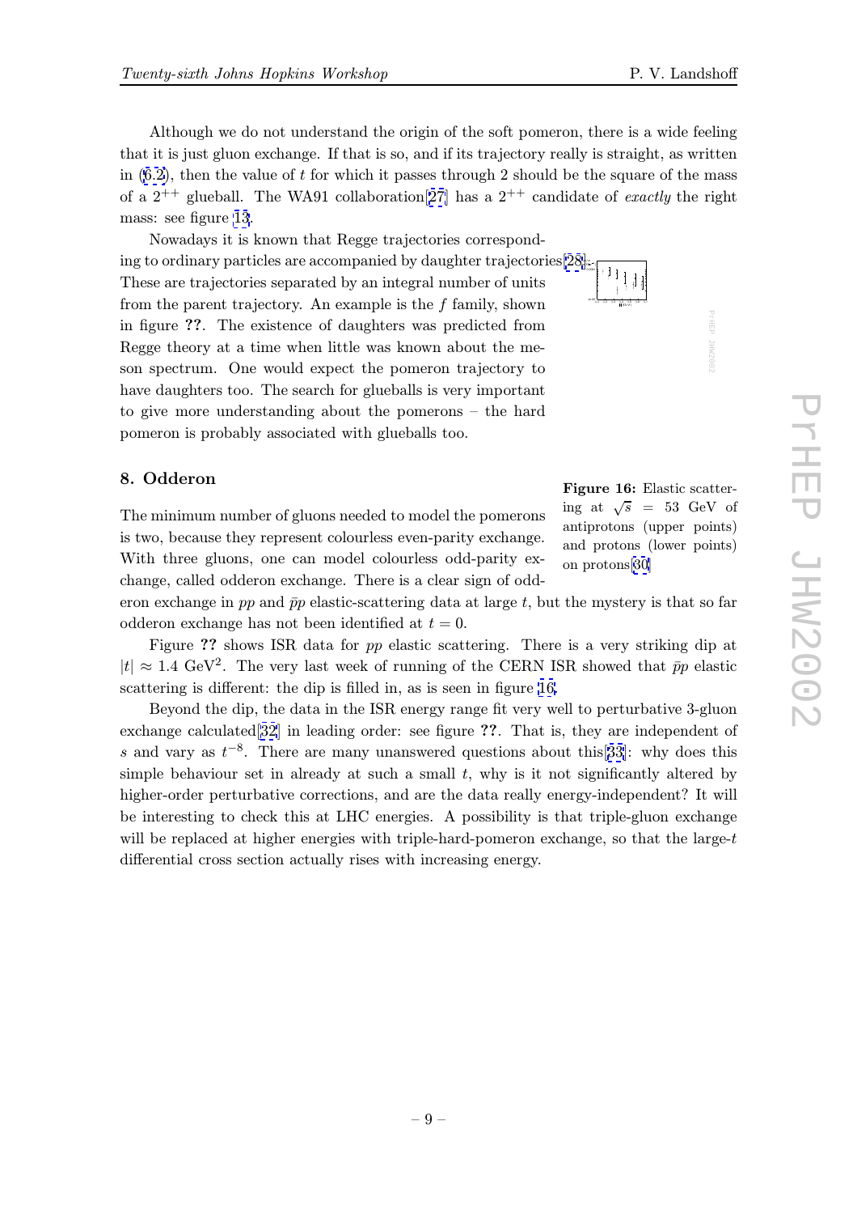Although we do not understand the origin of the soft pomeron, there is a wide feeling that it is just gluon exchange. If that is so, and if its trajectory really is straight, as written in (6.2), then the value of $t$ for which it passes through 2 should be the square of the mass of a $2^{++}$ glueball. The WA91 collaboration[27] has a $2^{++}$ candidate of *exactly* the right mass: see figure 13.

Nowadays it is known that Regge trajectories corresponding to ordinary particles are accompanied by daughter trajectories[28]. These are trajectories separated by an integral number of units from the parent trajectory. An example is the $f$ family, shown in figure **??**. The existence of daughters was predicted from Regge theory at a time when little was known about the meson spectrum. One would expect the pomeron trajectory to have daughters too. The search for glueballs is very important to give more understanding about the pomerons – the hard pomeron is probably associated with glueballs too.

## 8. Odderon

**Figure 16:** Elastic scattering at $\sqrt{s}$ = 53 GeV of antiprotons (upper points) and protons (lower points) on protons[30]

The minimum number of gluons needed to model the pomerons is two, because they represent colourless even-parity exchange. With three gluons, one can model colourless odd-parity exchange, called odderon exchange. There is a clear sign of odderon exchange in $pp$ and $\bar{p}p$ elastic-scattering data at large $t$, but the mystery is that so far odderon exchange has not been identified at $t = 0$.

Figure **??** shows ISR data for $pp$ elastic scattering. There is a very striking dip at $|t| \approx 1.4$ GeV$^2$. The very last week of running of the CERN ISR showed that $\bar{p}p$ elastic scattering is different: the dip is filled in, as is seen in figure 16.

Beyond the dip, the data in the ISR energy range fit very well to perturbative 3-gluon exchange calculated[32] in leading order: see figure **??**. That is, they are independent of $s$ and vary as $t^{-8}$. There are many unanswered questions about this[33]: why does this simple behaviour set in already at such a small $t$, why is it not significantly altered by higher-order perturbative corrections, and are the data really energy-independent? It will be interesting to check this at LHC energies. A possibility is that triple-gluon exchange will be replaced at higher energies with triple-hard-pomeron exchange, so that the large-$t$ differential cross section actually rises with increasing energy.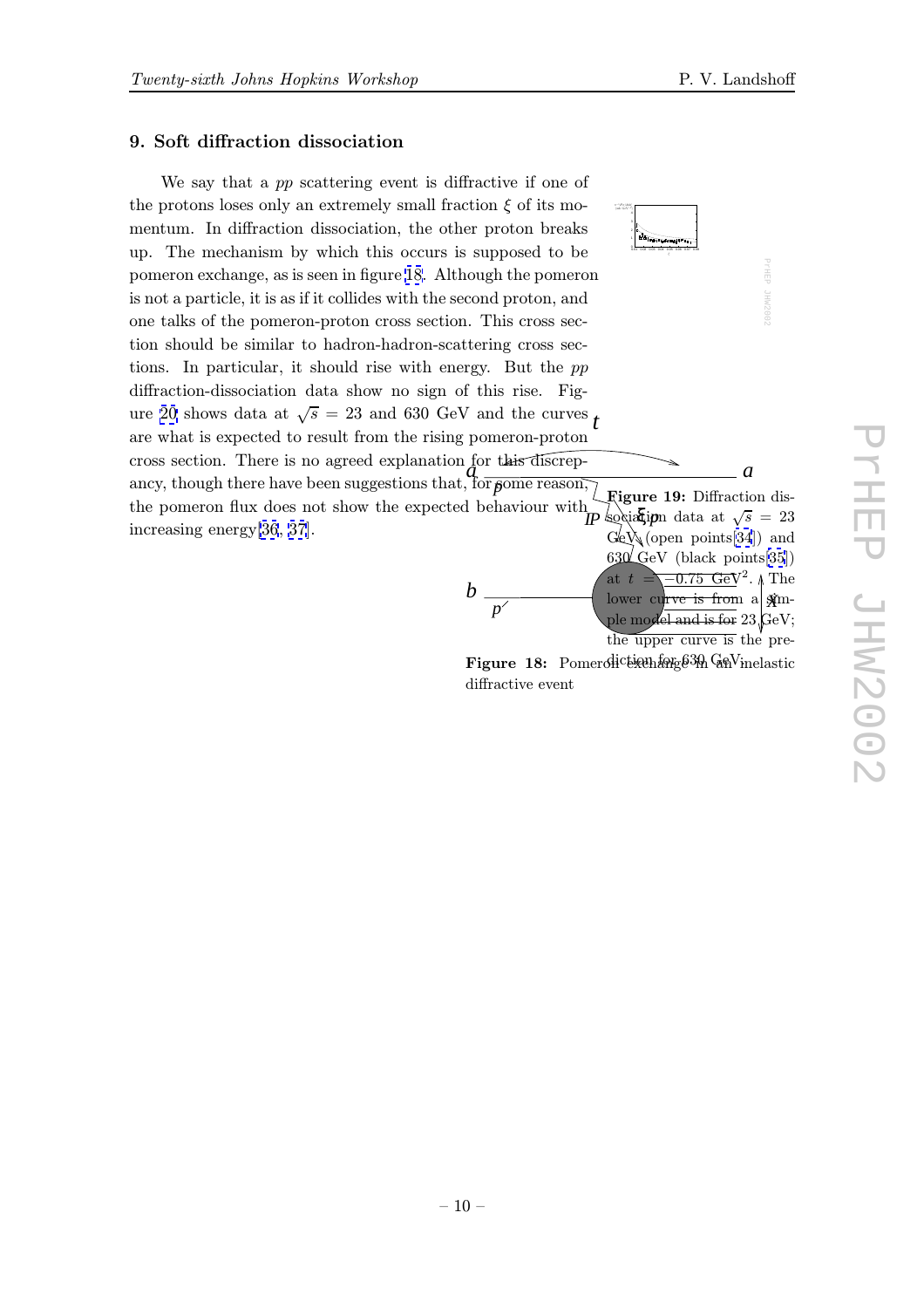## 9. Soft diffraction dissociation

We say that a *pp* scattering event is diffractive if one of the protons loses only an extremely small fraction $\xi$ of its momentum. In diffraction dissociation, the other proton breaks up. The mechanism by which this occurs is supposed to be pomeron exchange, as is seen in figure 18. Although the pomeron is not a particle, it is as if it collides with the second proton, and one talks of the pomeron-proton cross section. This cross section should be similar to hadron-hadron-scattering cross sections. In particular, it should rise with energy. But the *pp* diffraction-dissociation data show no sign of this rise. Figure 20 shows data at $\sqrt{s} = 23$ and 630 GeV and the curves are what is expected to result from the rising pomeron-proton cross section. There is no agreed explanation for this discrepancy, though there have been suggestions that, for some reason, the pomeron flux does not show the expected behaviour with increasing energy[36, 37].

**Figure 18:** Pomeron exchange in an inelastic diffractive event

**Figure 19:** Diffraction dissociation data at $\sqrt{s} = 23$ GeV (open points[34]) and 630 GeV (black points[35]) at $t = -0.75$ GeV$^2$. The lower curve is from a simple model and is for 23 GeV; the upper curve is the prediction for 630 GeV.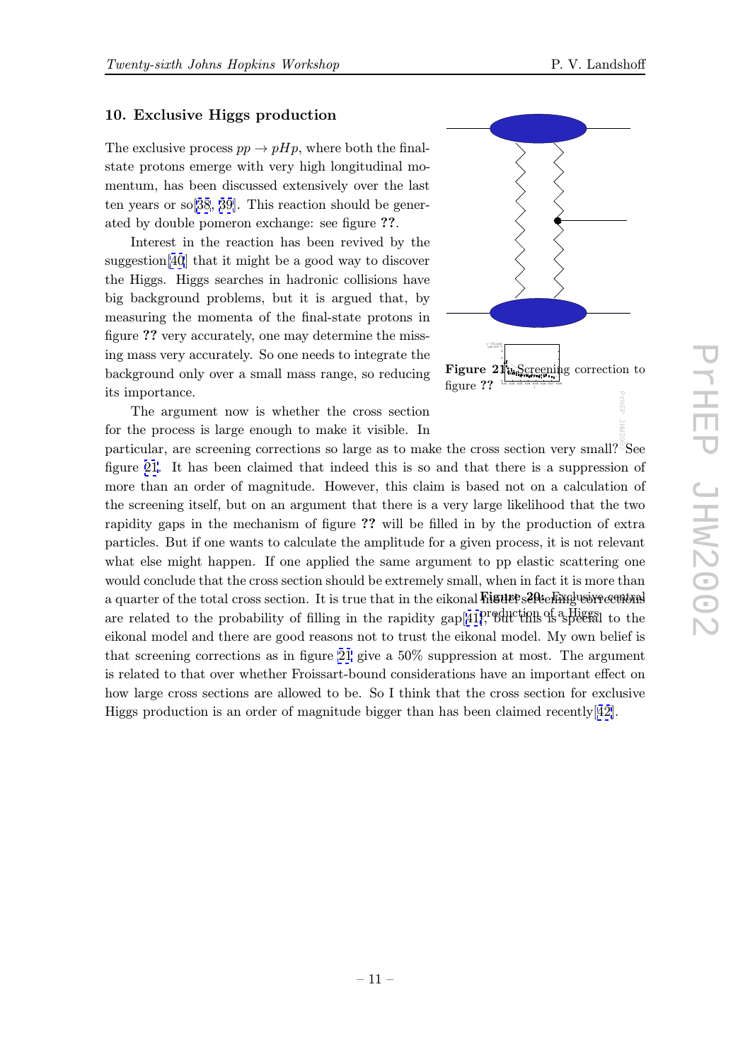## 10. Exclusive Higgs production

The exclusive process $pp \to pHp$, where both the final-state protons emerge with very high longitudinal momentum, has been discussed extensively over the last ten years or so[38, 39]. This reaction should be generated by double pomeron exchange: see figure **??**.

Interest in the reaction has been revived by the suggestion[40] that it might be a good way to discover the Higgs. Higgs searches in hadronic collisions have big background problems, but it is argued that, by measuring the momenta of the final-state protons in figure **??** very accurately, one may determine the missing mass very accurately. So one needs to integrate the background only over a small mass range, so reducing its importance.

**Figure 21:** Screening correction to figure **??**

The argument now is whether the cross section for the process is large enough to make it visible. In particular, are screening corrections so large as to make the cross section very small? See figure 21. It has been claimed that indeed this is so and that there is a suppression of more than an order of magnitude. However, this claim is based not on a calculation of the screening itself, but on an argument that there is a very large likelihood that the two rapidity gaps in the mechanism of figure **??** will be filled in by the production of extra particles. But if one wants to calculate the amplitude for a given process, it is not relevant what else might happen. If one applied the same argument to pp elastic scattering one would conclude that the cross section should be extremely small, when in fact it is more than a quarter of the total cross section. It is true that in the eikonal model screening corrections are related to the probability of filling in the rapidity gap[41], but this is special to the eikonal model and there are good reasons not to trust the eikonal model. My own belief is that screening corrections as in figure 21 give a 50% suppression at most. The argument is related to that over whether Froissart-bound considerations have an important effect on how large cross sections are allowed to be. So I think that the cross section for exclusive Higgs production is an order of magnitude bigger than has been claimed recently[42].

**Figure 20:** Exclusive central production of a Higgs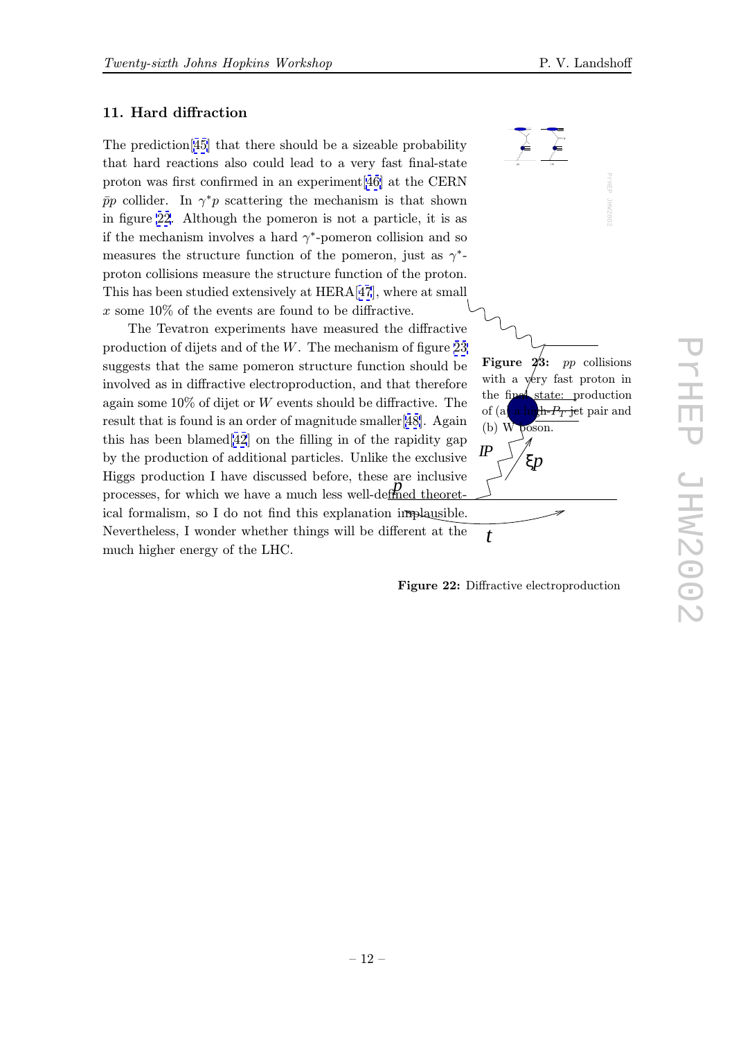## 11. Hard diffraction

The prediction[45] that there should be a sizeable probability that hard reactions also could lead to a very fast final-state proton was first confirmed in an experiment[46] at the CERN $\bar{p}p$ collider. In $\gamma^* p$ scattering the mechanism is that shown in figure 22. Although the pomeron is not a particle, it is as if the mechanism involves a hard $\gamma^*$-pomeron collision and so measures the structure function of the pomeron, just as $\gamma^*$-proton collisions measure the structure function of the proton. This has been studied extensively at HERA[47], where at small $x$ some 10% of the events are found to be diffractive.

The Tevatron experiments have measured the diffractive production of dijets and of the $W$. The mechanism of figure 23 suggests that the same pomeron structure function should be involved as in diffractive electroproduction, and that therefore again some 10% of dijet or $W$ events should be diffractive. The result that is found is an order of magnitude smaller[48]. Again this has been blamed[42] on the filling in of the rapidity gap by the production of additional particles. Unlike the exclusive Higgs production I have discussed before, these are inclusive processes, for which we have a much less well-defined theoretical formalism, so I do not find this explanation implausible. Nevertheless, I wonder whether things will be different at the much higher energy of the LHC.

**Figure 23:** $pp$ collisions with a very fast proton in the final state: production of (a) a high-$P_T$ jet pair and (b) W boson.

**Figure 22:** Diffractive electroproduction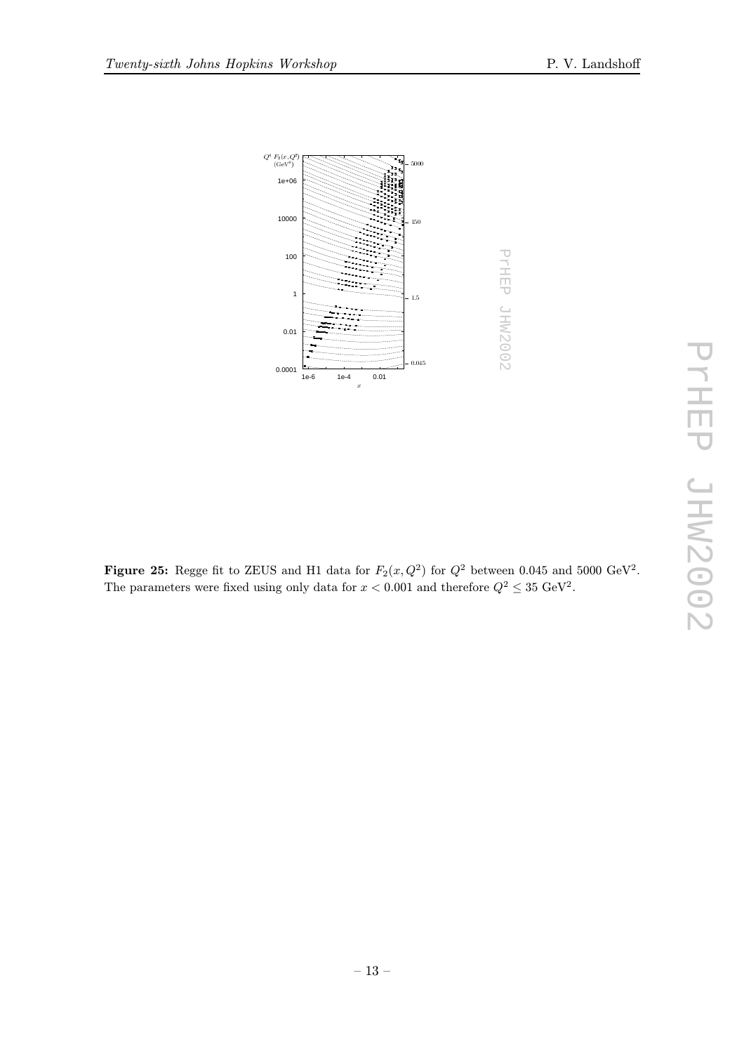**Figure 25:** Regge fit to ZEUS and H1 data for $F_2(x, Q^2)$ for $Q^2$ between 0.045 and 5000 GeV$^2$. The parameters were fixed using only data for $x < 0.001$ and therefore $Q^2 \leq 35$ GeV$^2$.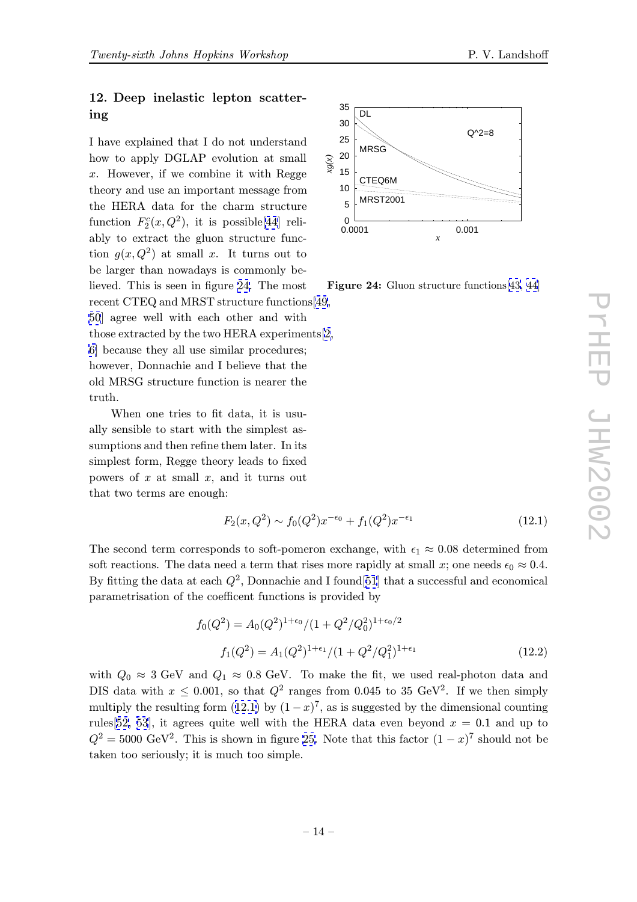## 12. Deep inelastic lepton scattering

I have explained that I do not understand how to apply DGLAP evolution at small $x$. However, if we combine it with Regge theory and use an important message from the HERA data for the charm structure function $F_2^c(x, Q^2)$, it is possible[44] reliably to extract the gluon structure function $g(x, Q^2)$ at small $x$. It turns out to be larger than nowadays is commonly believed. This is seen in figure 24. The most recent CTEQ and MRST structure functions[49, 50] agree well with each other and with those extracted by the two HERA experiments[2, 6] because they all use similar procedures; however, Donnachie and I believe that the old MRSG structure function is nearer the truth.

**Figure 24:** Gluon structure functions[43, 44]

When one tries to fit data, it is usually sensible to start with the simplest assumptions and then refine them later. In its simplest form, Regge theory leads to fixed powers of $x$ at small $x$, and it turns out that two terms are enough:

$$F_2(x, Q^2) \sim f_0(Q^2) x^{-\epsilon_0} + f_1(Q^2) x^{-\epsilon_1} \tag{12.1}$$

The second term corresponds to soft-pomeron exchange, with $\epsilon_1 \approx 0.08$ determined from soft reactions. The data need a term that rises more rapidly at small $x$; one needs $\epsilon_0 \approx 0.4$. By fitting the data at each $Q^2$, Donnachie and I found[51] that a successful and economical parametrisation of the coefficent functions is provided by

$$\begin{aligned} f_0(Q^2) &= A_0 (Q^2)^{1+\epsilon_0} / (1 + Q^2/Q_0^2)^{1+\epsilon_0/2} \\ f_1(Q^2) &= A_1 (Q^2)^{1+\epsilon_1} / (1 + Q^2/Q_1^2)^{1+\epsilon_1} \end{aligned} \tag{12.2}$$

with $Q_0 \approx 3$ GeV and $Q_1 \approx 0.8$ GeV. To make the fit, we used real-photon data and DIS data with $x \leq 0.001$, so that $Q^2$ ranges from 0.045 to 35 GeV$^2$. If we then simply multiply the resulting form (12.1) by $(1-x)^7$, as is suggested by the dimensional counting rules[52, 53], it agrees quite well with the HERA data even beyond $x = 0.1$ and up to $Q^2 = 5000$ GeV$^2$. This is shown in figure 25. Note that this factor $(1-x)^7$ should not be taken too seriously; it is much too simple.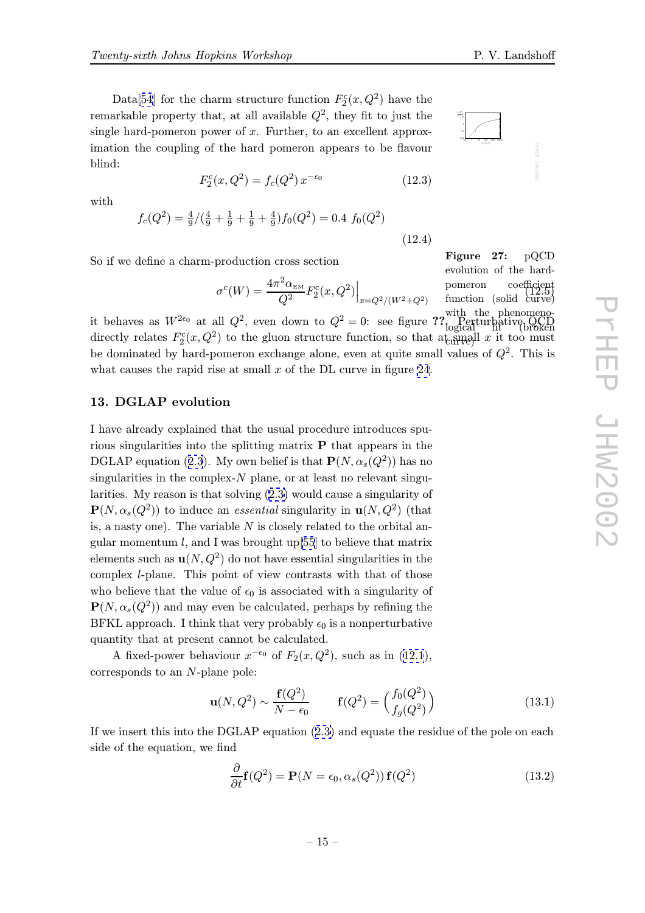Data[54] for the charm structure function $F_2^c(x,Q^2)$ have the remarkable property that, at all available $Q^2$, they fit to just the single hard-pomeron power of $x$. Further, to an excellent approximation the coupling of the hard pomeron appears to be flavour blind:

$$F_2^c(x,Q^2) = f_c(Q^2)\, x^{-\epsilon_0} \tag{12.3}$$

with

$$f_c(Q^2) = \tfrac{4}{9}/(\tfrac{4}{9}+\tfrac{1}{9}+\tfrac{1}{9}+\tfrac{4}{9})f_0(Q^2) = 0.4\ f_0(Q^2) \tag{12.4}$$

So if we define a charm-production cross section

$$\sigma^c(W) = \frac{4\pi^2\alpha_{\text{EM}}}{Q^2}F_2^c(x,Q^2)\Big|_{x=Q^2/(W^2+Q^2)} \tag{12.5}$$

it behaves as $W^{2\epsilon_0}$ at all $Q^2$, even down to $Q^2=0$: see figure ??. Perturbative QCD directly relates $F_2^c(x,Q^2)$ to the gluon structure function, so that at small $x$ it too must be dominated by hard-pomeron exchange alone, even at quite small values of $Q^2$. This is what causes the rapid rise at small $x$ of the DL curve in figure 24.

**Figure 27:** pQCD evolution of the hard-pomeron coefficient function (solid curve) with the phenomenological fit (broken curve)

## 13. DGLAP evolution

I have already explained that the usual procedure introduces spurious singularities into the splitting matrix $\mathbf{P}$ that appears in the DGLAP equation (2.3). My own belief is that $\mathbf{P}(N,\alpha_s(Q^2))$ has no singularities in the complex-$N$ plane, or at least no relevant singularities. My reason is that solving (2.3) would cause a singularity of $\mathbf{P}(N,\alpha_s(Q^2))$ to induce an *essential* singularity in $\mathbf{u}(N,Q^2)$ (that is, a nasty one). The variable $N$ is closely related to the orbital angular momentum $l$, and I was brought up[55] to believe that matrix elements such as $\mathbf{u}(N,Q^2)$ do not have essential singularities in the complex $l$-plane. This point of view contrasts with that of those who believe that the value of $\epsilon_0$ is associated with a singularity of $\mathbf{P}(N,\alpha_s(Q^2))$ and may even be calculated, perhaps by refining the BFKL approach. I think that very probably $\epsilon_0$ is a nonperturbative quantity that at present cannot be calculated.

A fixed-power behaviour $x^{-\epsilon_0}$ of $F_2(x,Q^2)$, such as in (12.1), corresponds to an $N$-plane pole:

$$\mathbf{u}(N,Q^2) \sim \frac{\mathbf{f}(Q^2)}{N-\epsilon_0} \qquad \mathbf{f}(Q^2) = \begin{pmatrix} f_0(Q^2) \\ f_g(Q^2) \end{pmatrix} \tag{13.1}$$

If we insert this into the DGLAP equation (2.3) and equate the residue of the pole on each side of the equation, we find

$$\frac{\partial}{\partial t}\mathbf{f}(Q^2) = \mathbf{P}(N=\epsilon_0,\alpha_s(Q^2))\,\mathbf{f}(Q^2) \tag{13.2}$$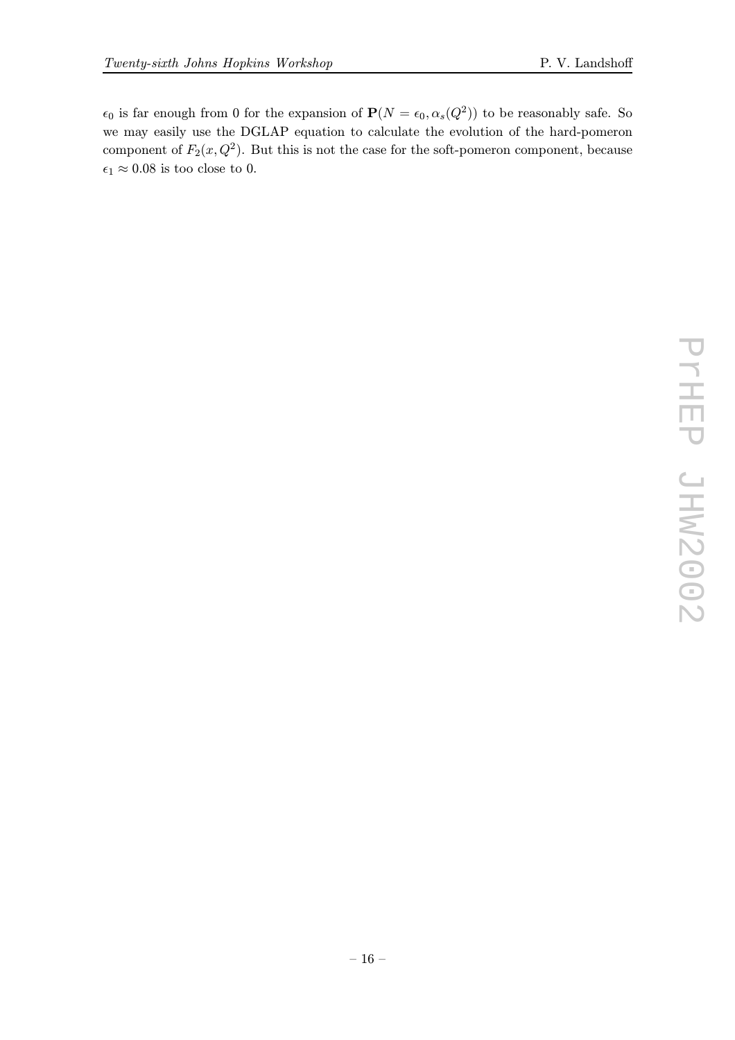$\epsilon_0$ is far enough from 0 for the expansion of $\mathbf{P}(N = \epsilon_0, \alpha_s(Q^2))$ to be reasonably safe. So we may easily use the DGLAP equation to calculate the evolution of the hard-pomeron component of $F_2(x, Q^2)$. But this is not the case for the soft-pomeron component, because $\epsilon_1 \approx 0.08$ is too close to 0.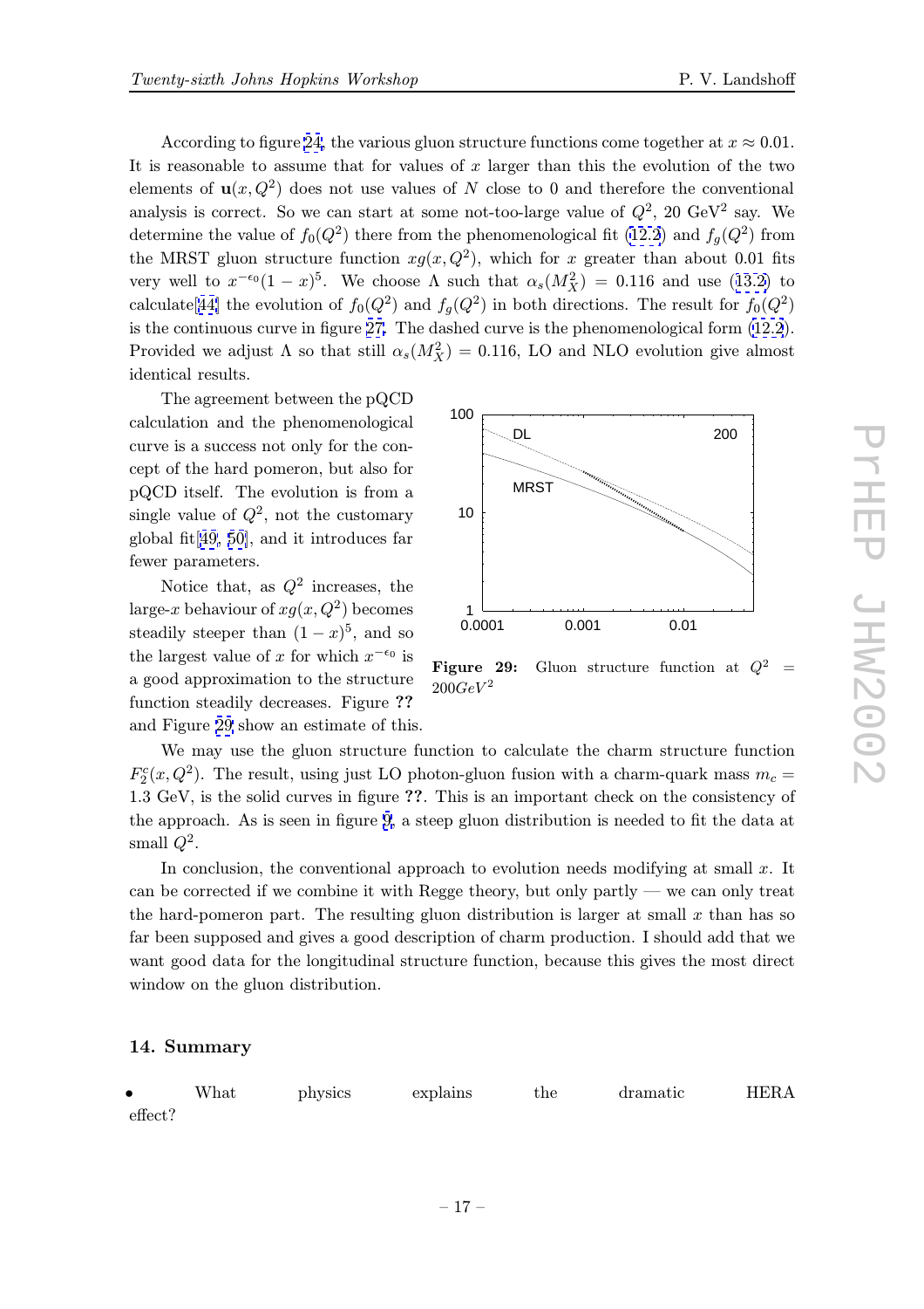According to figure 24, the various gluon structure functions come together at $x \approx 0.01$. It is reasonable to assume that for values of $x$ larger than this the evolution of the two elements of $\mathbf{u}(x,Q^2)$ does not use values of $N$ close to 0 and therefore the conventional analysis is correct. So we can start at some not-too-large value of $Q^2$, 20 GeV$^2$ say. We determine the value of $f_0(Q^2)$ there from the phenomenological fit (12.2) and $f_g(Q^2)$ from the MRST gluon structure function $xg(x,Q^2)$, which for $x$ greater than about 0.01 fits very well to $x^{-\epsilon_0}(1-x)^5$. We choose $\Lambda$ such that $\alpha_s(M_X^2) = 0.116$ and use (13.2) to calculate[44] the evolution of $f_0(Q^2)$ and $f_g(Q^2)$ in both directions. The result for $f_0(Q^2)$ is the continuous curve in figure 27. The dashed curve is the phenomenological form (12.2). Provided we adjust $\Lambda$ so that still $\alpha_s(M_X^2) = 0.116$, LO and NLO evolution give almost identical results.

The agreement between the pQCD calculation and the phenomenological curve is a success not only for the concept of the hard pomeron, but also for pQCD itself. The evolution is from a single value of $Q^2$, not the customary global fit[49, 50], and it introduces far fewer parameters.

Notice that, as $Q^2$ increases, the large-$x$ behaviour of $xg(x,Q^2)$ becomes steadily steeper than $(1-x)^5$, and so the largest value of $x$ for which $x^{-\epsilon_0}$ is a good approximation to the structure function steadily decreases. Figure ?? and Figure 29 show an estimate of this.

**Figure 29:** Gluon structure function at $Q^2 = 200 GeV^2$

We may use the gluon structure function to calculate the charm structure function $F_2^c(x,Q^2)$. The result, using just LO photon-gluon fusion with a charm-quark mass $m_c = 1.3$ GeV, is the solid curves in figure ??. This is an important check on the consistency of the approach. As is seen in figure 9, a steep gluon distribution is needed to fit the data at small $Q^2$.

In conclusion, the conventional approach to evolution needs modifying at small $x$. It can be corrected if we combine it with Regge theory, but only partly — we can only treat the hard-pomeron part. The resulting gluon distribution is larger at small $x$ than has so far been supposed and gives a good description of charm production. I should add that we want good data for the longitudinal structure function, because this gives the most direct window on the gluon distribution.

## 14. Summary

- What physics explains the dramatic HERA effect?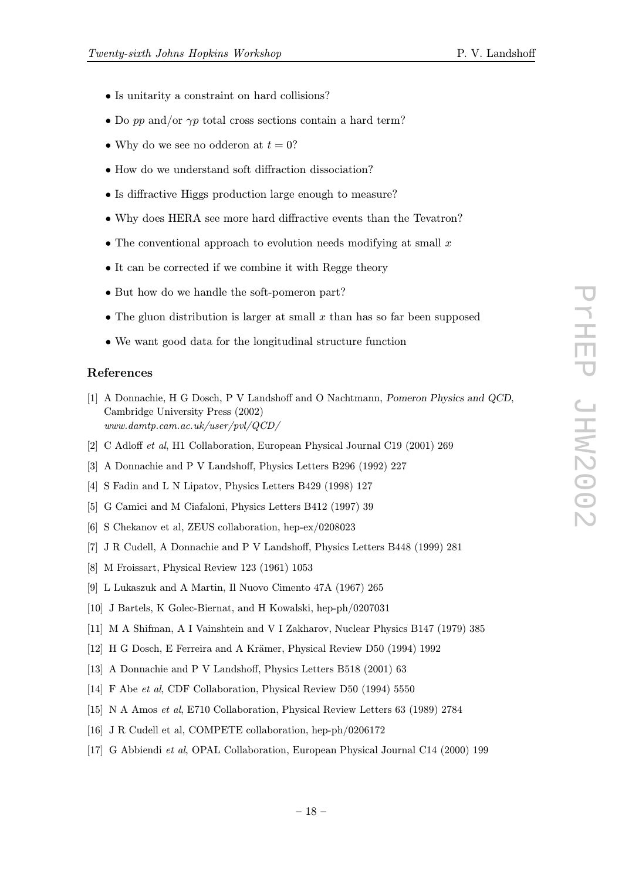- Is unitarity a constraint on hard collisions?
- Do $pp$ and/or $\gamma p$ total cross sections contain a hard term?
- Why do we see no odderon at $t = 0$?
- How do we understand soft diffraction dissociation?
- Is diffractive Higgs production large enough to measure?
- Why does HERA see more hard diffractive events than the Tevatron?
- The conventional approach to evolution needs modifying at small $x$
- It can be corrected if we combine it with Regge theory
- But how do we handle the soft-pomeron part?
- The gluon distribution is larger at small $x$ than has so far been supposed
- We want good data for the longitudinal structure function

## References

[1] A Donnachie, H G Dosch, P V Landshoff and O Nachtmann, *Pomeron Physics and QCD*, Cambridge University Press (2002)
*www.damtp.cam.ac.uk/user/pvl/QCD/*

[2] C Adloff *et al*, H1 Collaboration, European Physical Journal C19 (2001) 269

[3] A Donnachie and P V Landshoff, Physics Letters B296 (1992) 227

[4] S Fadin and L N Lipatov, Physics Letters B429 (1998) 127

[5] G Camici and M Ciafaloni, Physics Letters B412 (1997) 39

[6] S Chekanov et al, ZEUS collaboration, hep-ex/0208023

[7] J R Cudell, A Donnachie and P V Landshoff, Physics Letters B448 (1999) 281

[8] M Froissart, Physical Review 123 (1961) 1053

[9] L Lukaszuk and A Martin, Il Nuovo Cimento 47A (1967) 265

[10] J Bartels, K Golec-Biernat, and H Kowalski, hep-ph/0207031

[11] M A Shifman, A I Vainshtein and V I Zakharov, Nuclear Physics B147 (1979) 385

[12] H G Dosch, E Ferreira and A Krämer, Physical Review D50 (1994) 1992

[13] A Donnachie and P V Landshoff, Physics Letters B518 (2001) 63

[14] F Abe *et al*, CDF Collaboration, Physical Review D50 (1994) 5550

[15] N A Amos *et al*, E710 Collaboration, Physical Review Letters 63 (1989) 2784

[16] J R Cudell et al, COMPETE collaboration, hep-ph/0206172

[17] G Abbiendi *et al*, OPAL Collaboration, European Physical Journal C14 (2000) 199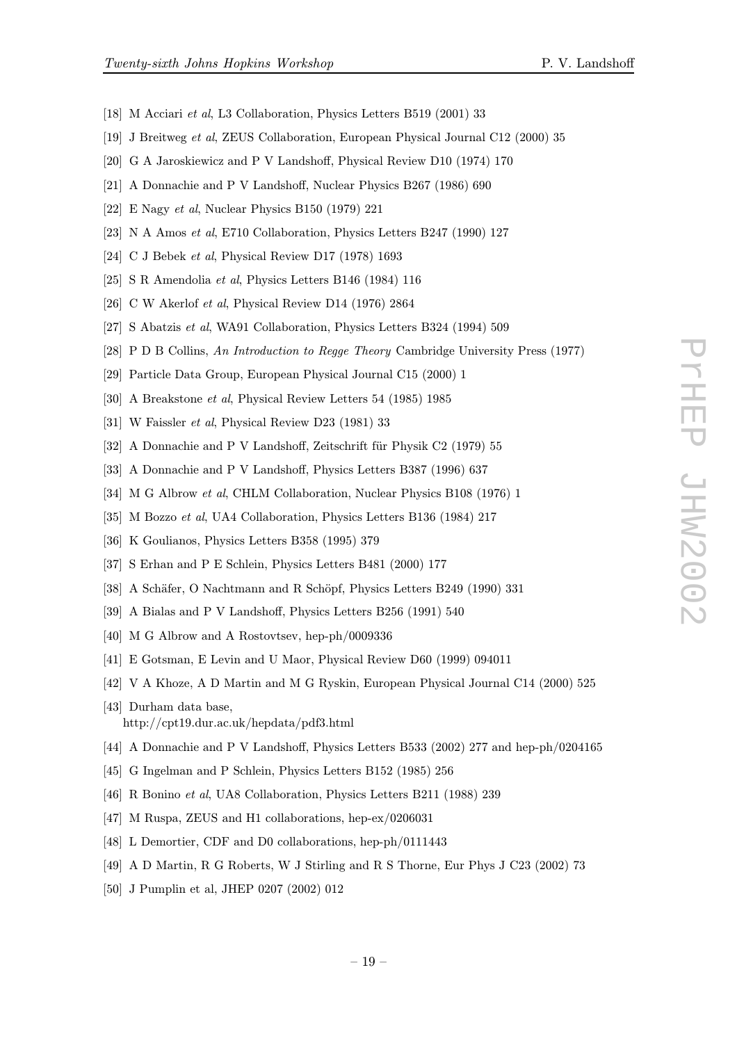[18] M Acciari *et al*, L3 Collaboration, Physics Letters B519 (2001) 33

[19] J Breitweg *et al*, ZEUS Collaboration, European Physical Journal C12 (2000) 35

[20] G A Jaroskiewicz and P V Landshoff, Physical Review D10 (1974) 170

[21] A Donnachie and P V Landshoff, Nuclear Physics B267 (1986) 690

[22] E Nagy *et al*, Nuclear Physics B150 (1979) 221

[23] N A Amos *et al*, E710 Collaboration, Physics Letters B247 (1990) 127

[24] C J Bebek *et al*, Physical Review D17 (1978) 1693

[25] S R Amendolia *et al*, Physics Letters B146 (1984) 116

[26] C W Akerlof *et al*, Physical Review D14 (1976) 2864

[27] S Abatzis *et al*, WA91 Collaboration, Physics Letters B324 (1994) 509

[28] P D B Collins, *An Introduction to Regge Theory* Cambridge University Press (1977)

[29] Particle Data Group, European Physical Journal C15 (2000) 1

[30] A Breakstone *et al*, Physical Review Letters 54 (1985) 1985

[31] W Faissler *et al*, Physical Review D23 (1981) 33

[32] A Donnachie and P V Landshoff, Zeitschrift für Physik C2 (1979) 55

[33] A Donnachie and P V Landshoff, Physics Letters B387 (1996) 637

[34] M G Albrow *et al*, CHLM Collaboration, Nuclear Physics B108 (1976) 1

[35] M Bozzo *et al*, UA4 Collaboration, Physics Letters B136 (1984) 217

[36] K Goulianos, Physics Letters B358 (1995) 379

[37] S Erhan and P E Schlein, Physics Letters B481 (2000) 177

[38] A Schäfer, O Nachtmann and R Schöpf, Physics Letters B249 (1990) 331

[39] A Bialas and P V Landshoff, Physics Letters B256 (1991) 540

[40] M G Albrow and A Rostovtsev, hep-ph/0009336

[41] E Gotsman, E Levin and U Maor, Physical Review D60 (1999) 094011

[42] V A Khoze, A D Martin and M G Ryskin, European Physical Journal C14 (2000) 525

[43] Durham data base,
http://cpt19.dur.ac.uk/hepdata/pdf3.html

[44] A Donnachie and P V Landshoff, Physics Letters B533 (2002) 277 and hep-ph/0204165

[45] G Ingelman and P Schlein, Physics Letters B152 (1985) 256

[46] R Bonino *et al*, UA8 Collaboration, Physics Letters B211 (1988) 239

[47] M Ruspa, ZEUS and H1 collaborations, hep-ex/0206031

[48] L Demortier, CDF and D0 collaborations, hep-ph/0111443

[49] A D Martin, R G Roberts, W J Stirling and R S Thorne, Eur Phys J C23 (2002) 73

[50] J Pumplin et al, JHEP 0207 (2002) 012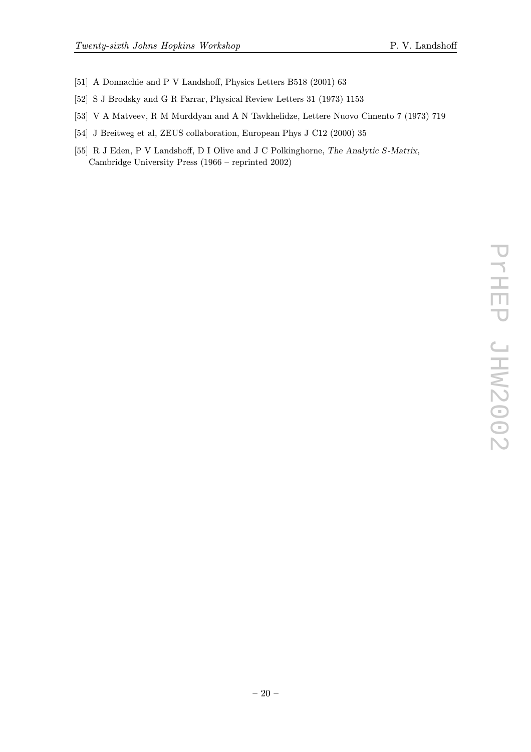[51] A Donnachie and P V Landshoff, Physics Letters B518 (2001) 63

[52] S J Brodsky and G R Farrar, Physical Review Letters 31 (1973) 1153

[53] V A Matveev, R M Murddyan and A N Tavkhelidze, Lettere Nuovo Cimento 7 (1973) 719

[54] J Breitweg et al, ZEUS collaboration, European Phys J C12 (2000) 35

[55] R J Eden, P V Landshoff, D I Olive and J C Polkinghorne, *The Analytic S-Matrix*, Cambridge University Press (1966 – reprinted 2002)